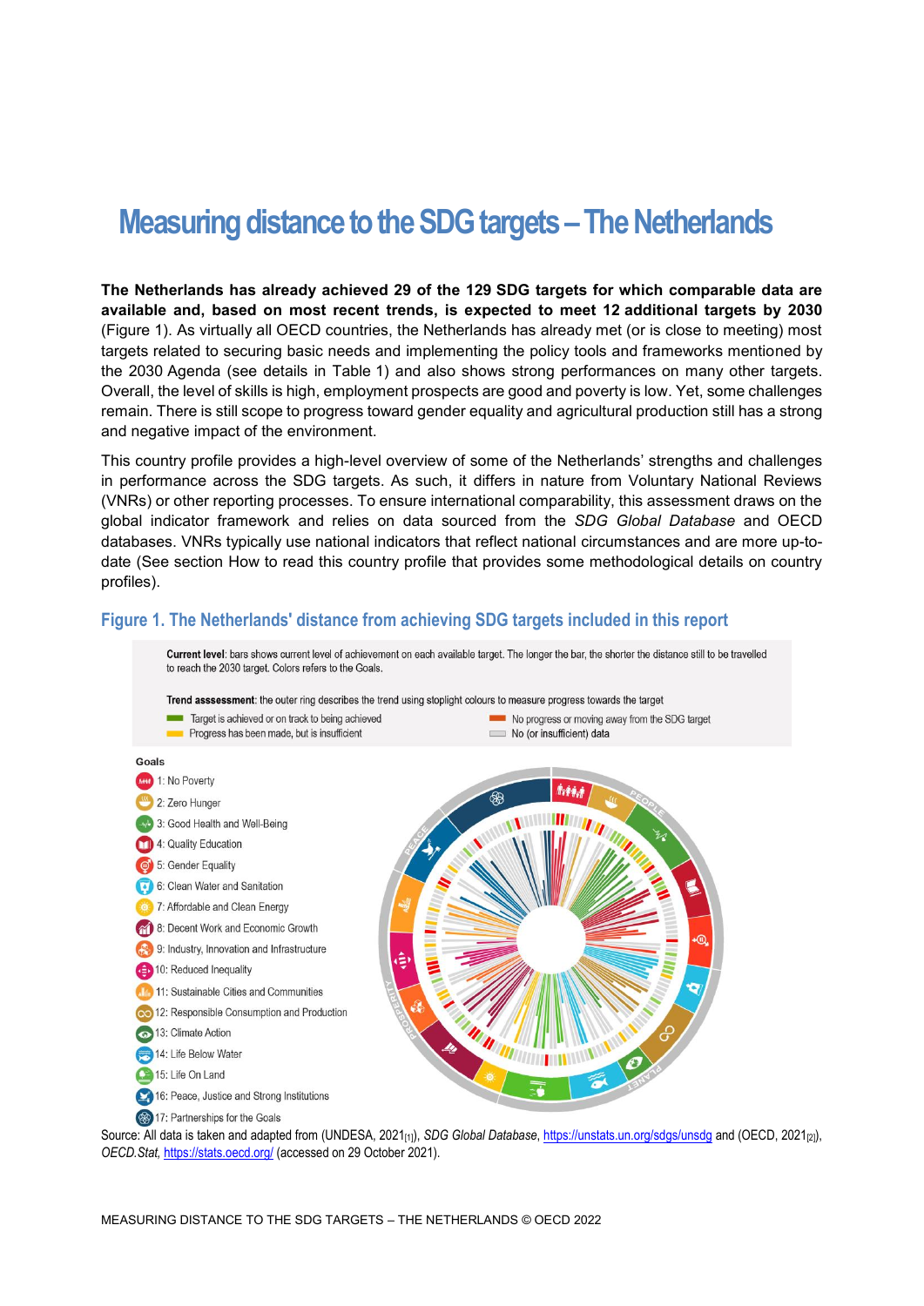# Measuring distance to the SDG targets – The Netherlands

**The Netherlands has already achieved 29 of the 129 SDG targets for which comparable data are available and, based on most recent trends, is expected to meet 12 additional targets by 2030** (Figure 1). As virtually all OECD countries, the Netherlands has already met (or is close to meeting) most targets related to securing basic needs and implementing the policy tools and frameworks mentioned by the 2030 Agenda (see details in Table 1) and also shows strong performances on many other targets. Overall, the level of skills is high, employment prospects are good and poverty is low. Yet, some challenges remain. There is still scope to progress toward gender equality and agricultural production still has a strong and negative impact of the environment.

This country profile provides a high-level overview of some of the Netherlands' strengths and challenges in performance across the SDG targets. As such, it differs in nature from Voluntary National Reviews (VNRs) or other reporting processes. To ensure international comparability, this assessment draws on the global indicator framework and relies on data sourced from the *SDG Global Database* and OECD databases. VNRs typically use national indicators that reflect national circumstances and are more up-to-date (See section How to read this country profile that provides some methodological details on country profiles).

## Figure 1. The Netherlands' distance from achieving SDG targets included in this report

**Current level**: bars shows current level of achievement on each available target. The longer the bar, the shorter the distance still to be travelled to reach the 2030 target. Colors refers to the Goals.

**Trend asssessment**: the outer ring describes the trend using stoplight colours to measure progress towards the target

- Target is achieved or on track to being achieved
- Progress has been made, but is insufficient
- No progress or moving away from the SDG target
- No (or insufficient) data

**Goals**

- 1: No Poverty
- 2: Zero Hunger
- 3: Good Health and Well-Being
- 4: Quality Education
- 5: Gender Equality
- 6: Clean Water and Sanitation
- 7: Affordable and Clean Energy
- 8: Decent Work and Economic Growth
- 9: Industry, Innovation and Infrastructure
- 10: Reduced Inequality
- 11: Sustainable Cities and Communities
- 12: Responsible Consumption and Production
- 13: Climate Action
- 14: Life Below Water
- 15: Life On Land
- 16: Peace, Justice and Strong Institutions
- 17: Partnerships for the Goals

Source: All data is taken and adapted from (UNDESA, 2021[1]), *SDG Global Database*, https://unstats.un.org/sdgs/unsdg and (OECD, 2021[2]), *OECD.Stat*, https://stats.oecd.org/ (accessed on 29 October 2021).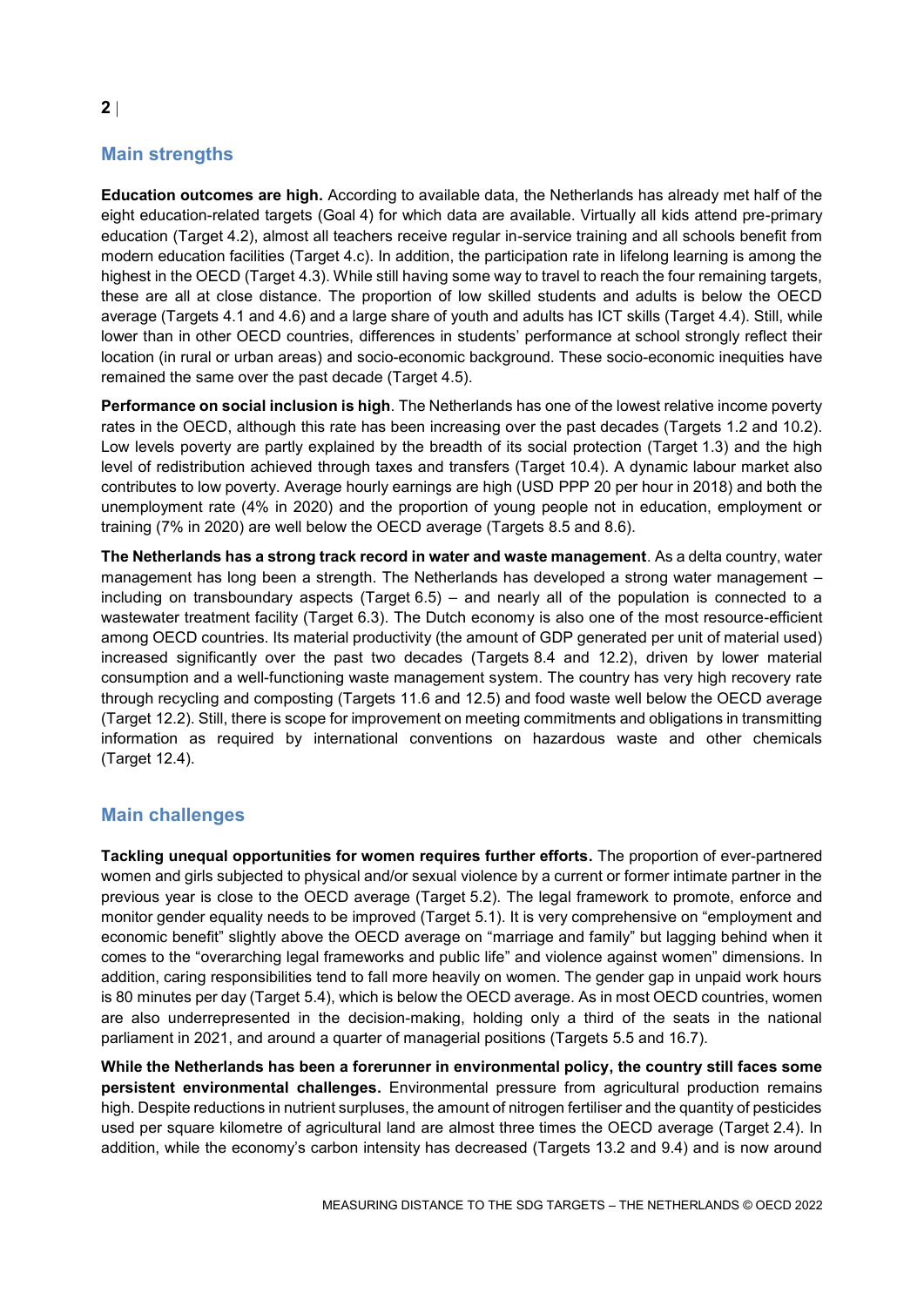## Main strengths

**Education outcomes are high.** According to available data, the Netherlands has already met half of the eight education-related targets (Goal 4) for which data are available. Virtually all kids attend pre-primary education (Target 4.2), almost all teachers receive regular in-service training and all schools benefit from modern education facilities (Target 4.c). In addition, the participation rate in lifelong learning is among the highest in the OECD (Target 4.3). While still having some way to travel to reach the four remaining targets, these are all at close distance. The proportion of low skilled students and adults is below the OECD average (Targets 4.1 and 4.6) and a large share of youth and adults has ICT skills (Target 4.4). Still, while lower than in other OECD countries, differences in students' performance at school strongly reflect their location (in rural or urban areas) and socio-economic background. These socio-economic inequities have remained the same over the past decade (Target 4.5).

**Performance on social inclusion is high**. The Netherlands has one of the lowest relative income poverty rates in the OECD, although this rate has been increasing over the past decades (Targets 1.2 and 10.2). Low levels poverty are partly explained by the breadth of its social protection (Target 1.3) and the high level of redistribution achieved through taxes and transfers (Target 10.4). A dynamic labour market also contributes to low poverty. Average hourly earnings are high (USD PPP 20 per hour in 2018) and both the unemployment rate (4% in 2020) and the proportion of young people not in education, employment or training (7% in 2020) are well below the OECD average (Targets 8.5 and 8.6).

**The Netherlands has a strong track record in water and waste management**. As a delta country, water management has long been a strength. The Netherlands has developed a strong water management – including on transboundary aspects (Target 6.5) – and nearly all of the population is connected to a wastewater treatment facility (Target 6.3). The Dutch economy is also one of the most resource-efficient among OECD countries. Its material productivity (the amount of GDP generated per unit of material used) increased significantly over the past two decades (Targets 8.4 and 12.2), driven by lower material consumption and a well-functioning waste management system. The country has very high recovery rate through recycling and composting (Targets 11.6 and 12.5) and food waste well below the OECD average (Target 12.2). Still, there is scope for improvement on meeting commitments and obligations in transmitting information as required by international conventions on hazardous waste and other chemicals (Target 12.4).

## Main challenges

**Tackling unequal opportunities for women requires further efforts.** The proportion of ever-partnered women and girls subjected to physical and/or sexual violence by a current or former intimate partner in the previous year is close to the OECD average (Target 5.2). The legal framework to promote, enforce and monitor gender equality needs to be improved (Target 5.1). It is very comprehensive on "employment and economic benefit" slightly above the OECD average on "marriage and family" but lagging behind when it comes to the "overarching legal frameworks and public life" and violence against women" dimensions. In addition, caring responsibilities tend to fall more heavily on women. The gender gap in unpaid work hours is 80 minutes per day (Target 5.4), which is below the OECD average. As in most OECD countries, women are also underrepresented in the decision-making, holding only a third of the seats in the national parliament in 2021, and around a quarter of managerial positions (Targets 5.5 and 16.7).

**While the Netherlands has been a forerunner in environmental policy, the country still faces some persistent environmental challenges.** Environmental pressure from agricultural production remains high. Despite reductions in nutrient surpluses, the amount of nitrogen fertiliser and the quantity of pesticides used per square kilometre of agricultural land are almost three times the OECD average (Target 2.4). In addition, while the economy's carbon intensity has decreased (Targets 13.2 and 9.4) and is now around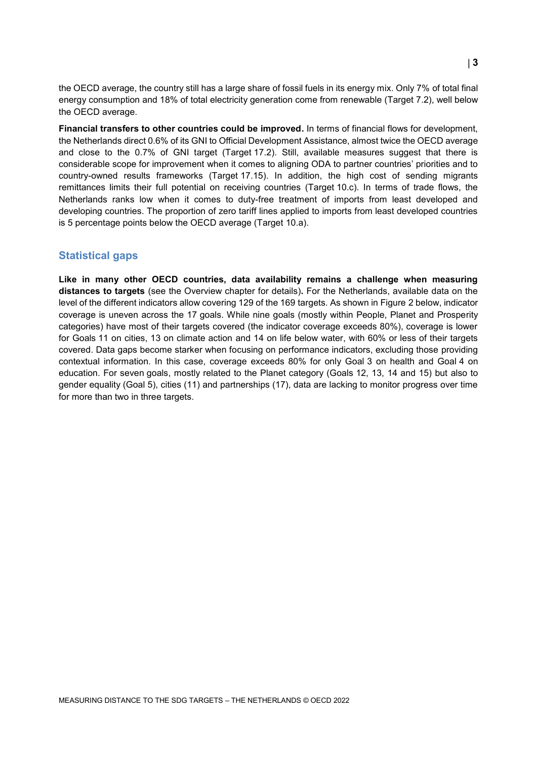the OECD average, the country still has a large share of fossil fuels in its energy mix. Only 7% of total final energy consumption and 18% of total electricity generation come from renewable (Target 7.2), well below the OECD average.

**Financial transfers to other countries could be improved.** In terms of financial flows for development, the Netherlands direct 0.6% of its GNI to Official Development Assistance, almost twice the OECD average and close to the 0.7% of GNI target (Target 17.2). Still, available measures suggest that there is considerable scope for improvement when it comes to aligning ODA to partner countries' priorities and to country-owned results frameworks (Target 17.15). In addition, the high cost of sending migrants remittances limits their full potential on receiving countries (Target 10.c). In terms of trade flows, the Netherlands ranks low when it comes to duty-free treatment of imports from least developed and developing countries. The proportion of zero tariff lines applied to imports from least developed countries is 5 percentage points below the OECD average (Target 10.a).

## Statistical gaps

**Like in many other OECD countries, data availability remains a challenge when measuring distances to targets** (see the Overview chapter for details)**.** For the Netherlands, available data on the level of the different indicators allow covering 129 of the 169 targets. As shown in Figure 2 below, indicator coverage is uneven across the 17 goals. While nine goals (mostly within People, Planet and Prosperity categories) have most of their targets covered (the indicator coverage exceeds 80%), coverage is lower for Goals 11 on cities, 13 on climate action and 14 on life below water, with 60% or less of their targets covered. Data gaps become starker when focusing on performance indicators, excluding those providing contextual information. In this case, coverage exceeds 80% for only Goal 3 on health and Goal 4 on education. For seven goals, mostly related to the Planet category (Goals 12, 13, 14 and 15) but also to gender equality (Goal 5), cities (11) and partnerships (17), data are lacking to monitor progress over time for more than two in three targets.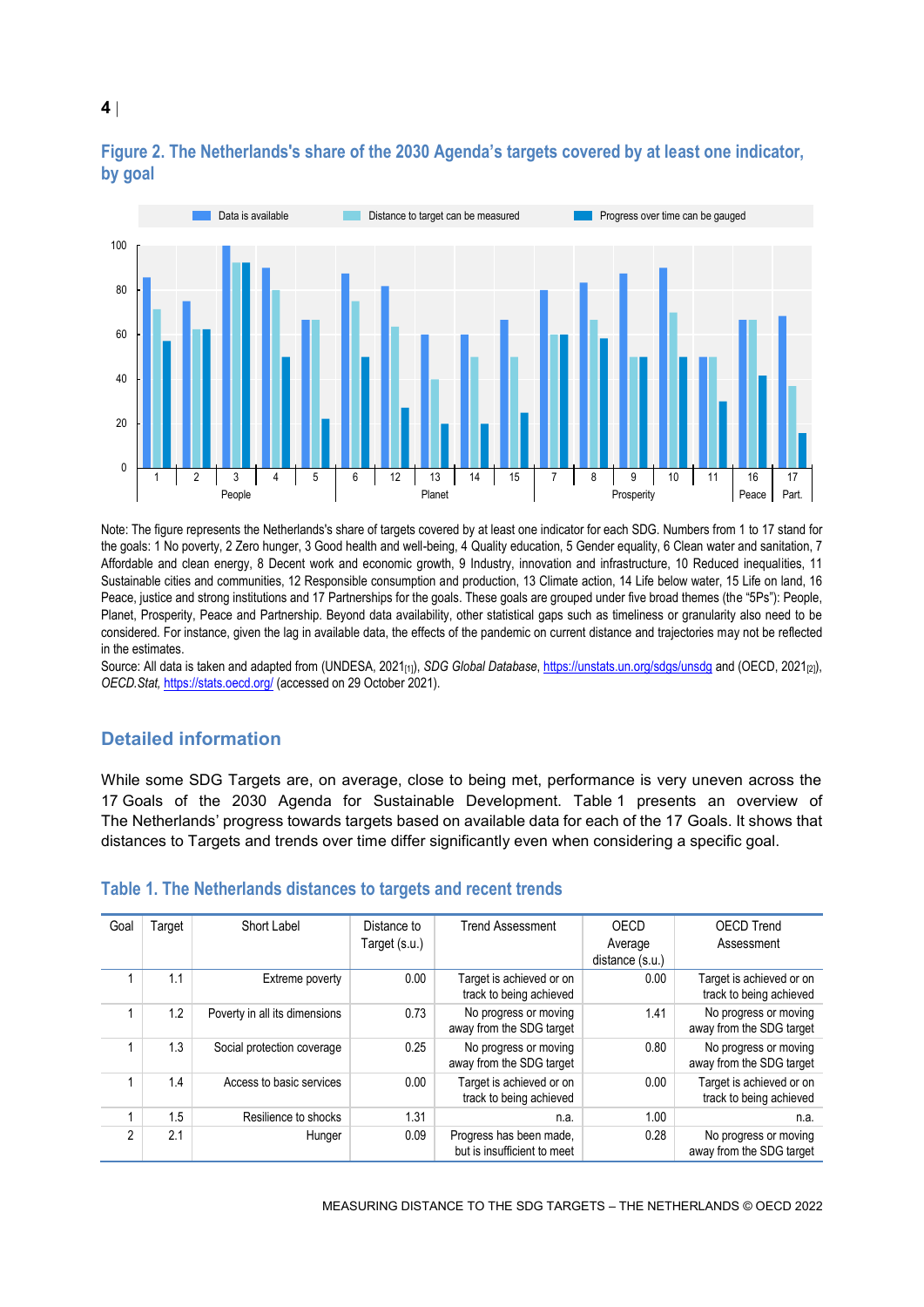## Figure 2. The Netherlands's share of the 2030 Agenda's targets covered by at least one indicator, by goal

Note: The figure represents the Netherlands's share of targets covered by at least one indicator for each SDG. Numbers from 1 to 17 stand for the goals: 1 No poverty, 2 Zero hunger, 3 Good health and well-being, 4 Quality education, 5 Gender equality, 6 Clean water and sanitation, 7 Affordable and clean energy, 8 Decent work and economic growth, 9 Industry, innovation and infrastructure, 10 Reduced inequalities, 11 Sustainable cities and communities, 12 Responsible consumption and production, 13 Climate action, 14 Life below water, 15 Life on land, 16 Peace, justice and strong institutions and 17 Partnerships for the goals. These goals are grouped under five broad themes (the "5Ps"): People, Planet, Prosperity, Peace and Partnership. Beyond data availability, other statistical gaps such as timeliness or granularity also need to be considered. For instance, given the lag in available data, the effects of the pandemic on current distance and trajectories may not be reflected in the estimates.

Source: All data is taken and adapted from (UNDESA, 2021[1]), *SDG Global Database*, https://unstats.un.org/sdgs/unsdg and (OECD, 2021[2]), *OECD.Stat*, https://stats.oecd.org/ (accessed on 29 October 2021).

## Detailed information

While some SDG Targets are, on average, close to being met, performance is very uneven across the 17 Goals of the 2030 Agenda for Sustainable Development. Table 1 presents an overview of The Netherlands' progress towards targets based on available data for each of the 17 Goals. It shows that distances to Targets and trends over time differ significantly even when considering a specific goal.

## Table 1. The Netherlands distances to targets and recent trends

| Goal | Target | Short Label | Distance to Target (s.u.) | Trend Assessment | OECD Average distance (s.u.) | OECD Trend Assessment |
|---|---|---|---|---|---|---|
| 1 | 1.1 | Extreme poverty | 0.00 | Target is achieved or on track to being achieved | 0.00 | Target is achieved or on track to being achieved |
| 1 | 1.2 | Poverty in all its dimensions | 0.73 | No progress or moving away from the SDG target | 1.41 | No progress or moving away from the SDG target |
| 1 | 1.3 | Social protection coverage | 0.25 | No progress or moving away from the SDG target | 0.80 | No progress or moving away from the SDG target |
| 1 | 1.4 | Access to basic services | 0.00 | Target is achieved or on track to being achieved | 0.00 | Target is achieved or on track to being achieved |
| 1 | 1.5 | Resilience to shocks | 1.31 | n.a. | 1.00 | n.a. |
| 2 | 2.1 | Hunger | 0.09 | Progress has been made, but is insufficient to meet | 0.28 | No progress or moving away from the SDG target |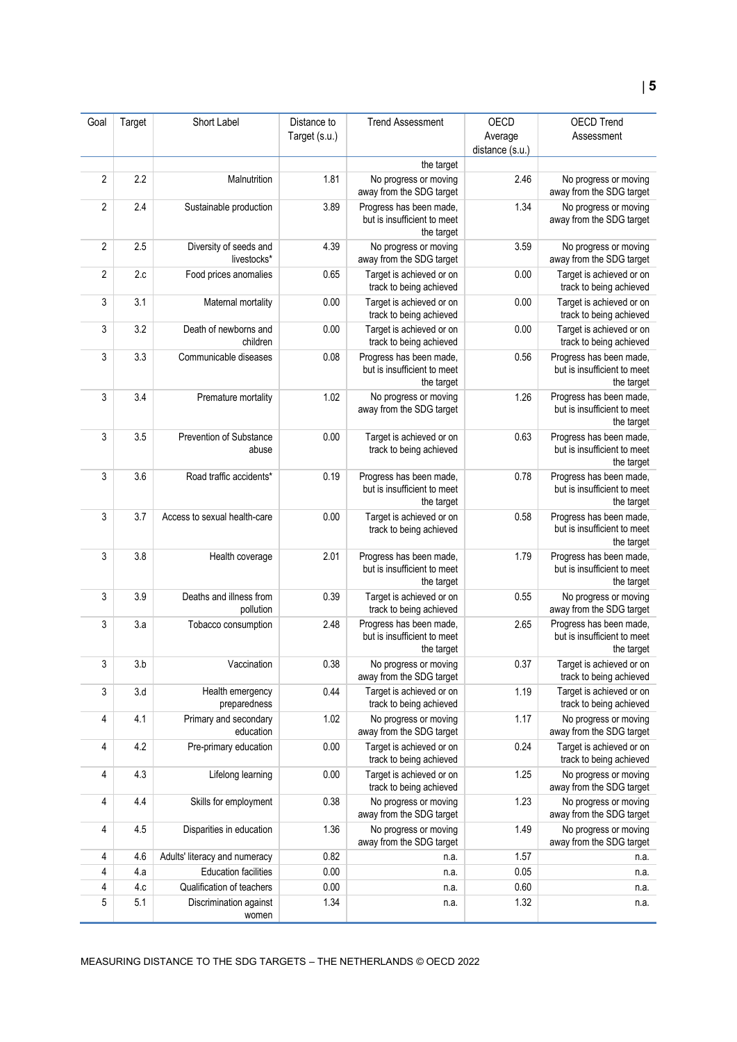| Goal | Target | Short Label | Distance to Target (s.u.) | Trend Assessment | OECD Average distance (s.u.) | OECD Trend Assessment |
|---|---|---|---|---|---|---|
| | | | | the target | | |
| 2 | 2.2 | Malnutrition | 1.81 | No progress or moving away from the SDG target | 2.46 | No progress or moving away from the SDG target |
| 2 | 2.4 | Sustainable production | 3.89 | Progress has been made, but is insufficient to meet the target | 1.34 | No progress or moving away from the SDG target |
| 2 | 2.5 | Diversity of seeds and livestocks* | 4.39 | No progress or moving away from the SDG target | 3.59 | No progress or moving away from the SDG target |
| 2 | 2.c | Food prices anomalies | 0.65 | Target is achieved or on track to being achieved | 0.00 | Target is achieved or on track to being achieved |
| 3 | 3.1 | Maternal mortality | 0.00 | Target is achieved or on track to being achieved | 0.00 | Target is achieved or on track to being achieved |
| 3 | 3.2 | Death of newborns and children | 0.00 | Target is achieved or on track to being achieved | 0.00 | Target is achieved or on track to being achieved |
| 3 | 3.3 | Communicable diseases | 0.08 | Progress has been made, but is insufficient to meet the target | 0.56 | Progress has been made, but is insufficient to meet the target |
| 3 | 3.4 | Premature mortality | 1.02 | No progress or moving away from the SDG target | 1.26 | Progress has been made, but is insufficient to meet the target |
| 3 | 3.5 | Prevention of Substance abuse | 0.00 | Target is achieved or on track to being achieved | 0.63 | Progress has been made, but is insufficient to meet the target |
| 3 | 3.6 | Road traffic accidents* | 0.19 | Progress has been made, but is insufficient to meet the target | 0.78 | Progress has been made, but is insufficient to meet the target |
| 3 | 3.7 | Access to sexual health-care | 0.00 | Target is achieved or on track to being achieved | 0.58 | Progress has been made, but is insufficient to meet the target |
| 3 | 3.8 | Health coverage | 2.01 | Progress has been made, but is insufficient to meet the target | 1.79 | Progress has been made, but is insufficient to meet the target |
| 3 | 3.9 | Deaths and illness from pollution | 0.39 | Target is achieved or on track to being achieved | 0.55 | No progress or moving away from the SDG target |
| 3 | 3.a | Tobacco consumption | 2.48 | Progress has been made, but is insufficient to meet the target | 2.65 | Progress has been made, but is insufficient to meet the target |
| 3 | 3.b | Vaccination | 0.38 | No progress or moving away from the SDG target | 0.37 | Target is achieved or on track to being achieved |
| 3 | 3.d | Health emergency preparedness | 0.44 | Target is achieved or on track to being achieved | 1.19 | Target is achieved or on track to being achieved |
| 4 | 4.1 | Primary and secondary education | 1.02 | No progress or moving away from the SDG target | 1.17 | No progress or moving away from the SDG target |
| 4 | 4.2 | Pre-primary education | 0.00 | Target is achieved or on track to being achieved | 0.24 | Target is achieved or on track to being achieved |
| 4 | 4.3 | Lifelong learning | 0.00 | Target is achieved or on track to being achieved | 1.25 | No progress or moving away from the SDG target |
| 4 | 4.4 | Skills for employment | 0.38 | No progress or moving away from the SDG target | 1.23 | No progress or moving away from the SDG target |
| 4 | 4.5 | Disparities in education | 1.36 | No progress or moving away from the SDG target | 1.49 | No progress or moving away from the SDG target |
| 4 | 4.6 | Adults' literacy and numeracy | 0.82 | n.a. | 1.57 | n.a. |
| 4 | 4.a | Education facilities | 0.00 | n.a. | 0.05 | n.a. |
| 4 | 4.c | Qualification of teachers | 0.00 | n.a. | 0.60 | n.a. |
| 5 | 5.1 | Discrimination against women | 1.34 | n.a. | 1.32 | n.a. |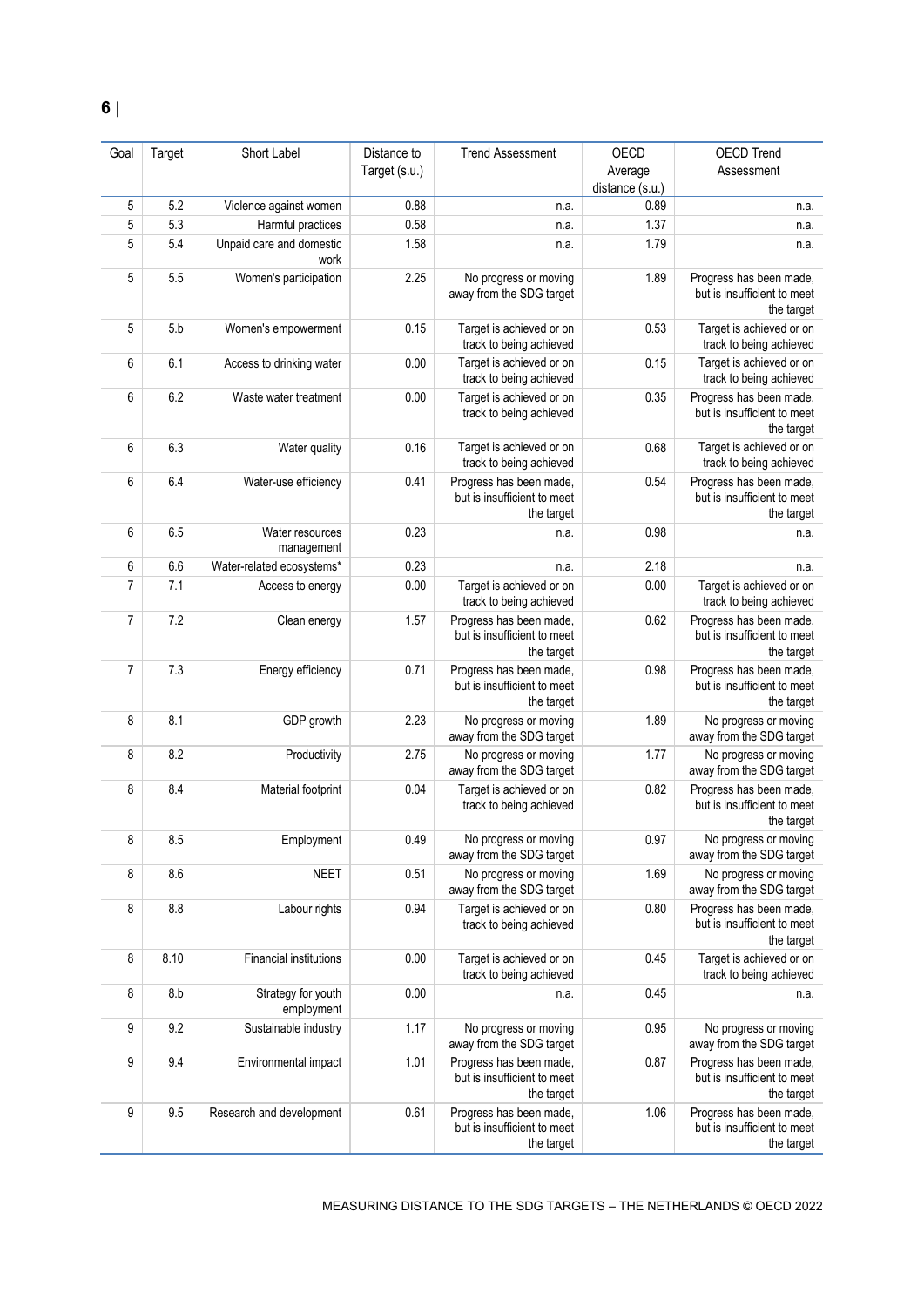| Goal | Target | Short Label | Distance to Target (s.u.) | Trend Assessment | OECD Average distance (s.u.) | OECD Trend Assessment |
|---|---|---|---|---|---|---|
| 5 | 5.2 | Violence against women | 0.88 | n.a. | 0.89 | n.a. |
| 5 | 5.3 | Harmful practices | 0.58 | n.a. | 1.37 | n.a. |
| 5 | 5.4 | Unpaid care and domestic work | 1.58 | n.a. | 1.79 | n.a. |
| 5 | 5.5 | Women's participation | 2.25 | No progress or moving away from the SDG target | 1.89 | Progress has been made, but is insufficient to meet the target |
| 5 | 5.b | Women's empowerment | 0.15 | Target is achieved or on track to being achieved | 0.53 | Target is achieved or on track to being achieved |
| 6 | 6.1 | Access to drinking water | 0.00 | Target is achieved or on track to being achieved | 0.15 | Target is achieved or on track to being achieved |
| 6 | 6.2 | Waste water treatment | 0.00 | Target is achieved or on track to being achieved | 0.35 | Progress has been made, but is insufficient to meet the target |
| 6 | 6.3 | Water quality | 0.16 | Target is achieved or on track to being achieved | 0.68 | Target is achieved or on track to being achieved |
| 6 | 6.4 | Water-use efficiency | 0.41 | Progress has been made, but is insufficient to meet the target | 0.54 | Progress has been made, but is insufficient to meet the target |
| 6 | 6.5 | Water resources management | 0.23 | n.a. | 0.98 | n.a. |
| 6 | 6.6 | Water-related ecosystems* | 0.23 | n.a. | 2.18 | n.a. |
| 7 | 7.1 | Access to energy | 0.00 | Target is achieved or on track to being achieved | 0.00 | Target is achieved or on track to being achieved |
| 7 | 7.2 | Clean energy | 1.57 | Progress has been made, but is insufficient to meet the target | 0.62 | Progress has been made, but is insufficient to meet the target |
| 7 | 7.3 | Energy efficiency | 0.71 | Progress has been made, but is insufficient to meet the target | 0.98 | Progress has been made, but is insufficient to meet the target |
| 8 | 8.1 | GDP growth | 2.23 | No progress or moving away from the SDG target | 1.89 | No progress or moving away from the SDG target |
| 8 | 8.2 | Productivity | 2.75 | No progress or moving away from the SDG target | 1.77 | No progress or moving away from the SDG target |
| 8 | 8.4 | Material footprint | 0.04 | Target is achieved or on track to being achieved | 0.82 | Progress has been made, but is insufficient to meet the target |
| 8 | 8.5 | Employment | 0.49 | No progress or moving away from the SDG target | 0.97 | No progress or moving away from the SDG target |
| 8 | 8.6 | NEET | 0.51 | No progress or moving away from the SDG target | 1.69 | No progress or moving away from the SDG target |
| 8 | 8.8 | Labour rights | 0.94 | Target is achieved or on track to being achieved | 0.80 | Progress has been made, but is insufficient to meet the target |
| 8 | 8.10 | Financial institutions | 0.00 | Target is achieved or on track to being achieved | 0.45 | Target is achieved or on track to being achieved |
| 8 | 8.b | Strategy for youth employment | 0.00 | n.a. | 0.45 | n.a. |
| 9 | 9.2 | Sustainable industry | 1.17 | No progress or moving away from the SDG target | 0.95 | No progress or moving away from the SDG target |
| 9 | 9.4 | Environmental impact | 1.01 | Progress has been made, but is insufficient to meet the target | 0.87 | Progress has been made, but is insufficient to meet the target |
| 9 | 9.5 | Research and development | 0.61 | Progress has been made, but is insufficient to meet the target | 1.06 | Progress has been made, but is insufficient to meet the target |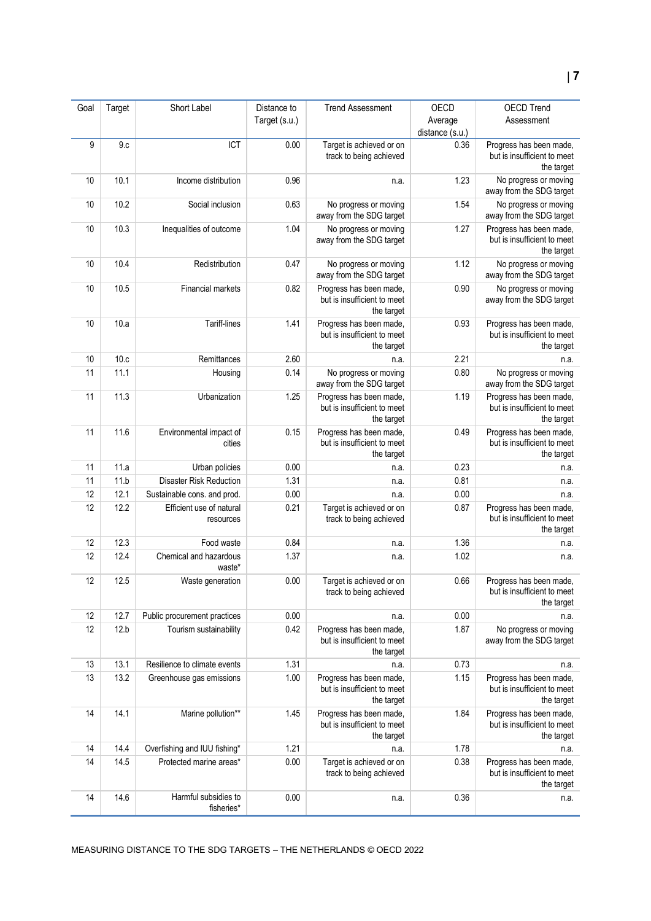| Goal | Target | Short Label | Distance to Target (s.u.) | Trend Assessment | OECD Average distance (s.u.) | OECD Trend Assessment |
|---|---|---|---|---|---|---|
| 9 | 9.c | ICT | 0.00 | Target is achieved or on track to being achieved | 0.36 | Progress has been made, but is insufficient to meet the target |
| 10 | 10.1 | Income distribution | 0.96 | n.a. | 1.23 | No progress or moving away from the SDG target |
| 10 | 10.2 | Social inclusion | 0.63 | No progress or moving away from the SDG target | 1.54 | No progress or moving away from the SDG target |
| 10 | 10.3 | Inequalities of outcome | 1.04 | No progress or moving away from the SDG target | 1.27 | Progress has been made, but is insufficient to meet the target |
| 10 | 10.4 | Redistribution | 0.47 | No progress or moving away from the SDG target | 1.12 | No progress or moving away from the SDG target |
| 10 | 10.5 | Financial markets | 0.82 | Progress has been made, but is insufficient to meet the target | 0.90 | No progress or moving away from the SDG target |
| 10 | 10.a | Tariff-lines | 1.41 | Progress has been made, but is insufficient to meet the target | 0.93 | Progress has been made, but is insufficient to meet the target |
| 10 | 10.c | Remittances | 2.60 | n.a. | 2.21 | n.a. |
| 11 | 11.1 | Housing | 0.14 | No progress or moving away from the SDG target | 0.80 | No progress or moving away from the SDG target |
| 11 | 11.3 | Urbanization | 1.25 | Progress has been made, but is insufficient to meet the target | 1.19 | Progress has been made, but is insufficient to meet the target |
| 11 | 11.6 | Environmental impact of cities | 0.15 | Progress has been made, but is insufficient to meet the target | 0.49 | Progress has been made, but is insufficient to meet the target |
| 11 | 11.a | Urban policies | 0.00 | n.a. | 0.23 | n.a. |
| 11 | 11.b | Disaster Risk Reduction | 1.31 | n.a. | 0.81 | n.a. |
| 12 | 12.1 | Sustainable cons. and prod. | 0.00 | n.a. | 0.00 | n.a. |
| 12 | 12.2 | Efficient use of natural resources | 0.21 | Target is achieved or on track to being achieved | 0.87 | Progress has been made, but is insufficient to meet the target |
| 12 | 12.3 | Food waste | 0.84 | n.a. | 1.36 | n.a. |
| 12 | 12.4 | Chemical and hazardous waste* | 1.37 | n.a. | 1.02 | n.a. |
| 12 | 12.5 | Waste generation | 0.00 | Target is achieved or on track to being achieved | 0.66 | Progress has been made, but is insufficient to meet the target |
| 12 | 12.7 | Public procurement practices | 0.00 | n.a. | 0.00 | n.a. |
| 12 | 12.b | Tourism sustainability | 0.42 | Progress has been made, but is insufficient to meet the target | 1.87 | No progress or moving away from the SDG target |
| 13 | 13.1 | Resilience to climate events | 1.31 | n.a. | 0.73 | n.a. |
| 13 | 13.2 | Greenhouse gas emissions | 1.00 | Progress has been made, but is insufficient to meet the target | 1.15 | Progress has been made, but is insufficient to meet the target |
| 14 | 14.1 | Marine pollution** | 1.45 | Progress has been made, but is insufficient to meet the target | 1.84 | Progress has been made, but is insufficient to meet the target |
| 14 | 14.4 | Overfishing and IUU fishing* | 1.21 | n.a. | 1.78 | n.a. |
| 14 | 14.5 | Protected marine areas* | 0.00 | Target is achieved or on track to being achieved | 0.38 | Progress has been made, but is insufficient to meet the target |
| 14 | 14.6 | Harmful subsidies to fisheries* | 0.00 | n.a. | 0.36 | n.a. |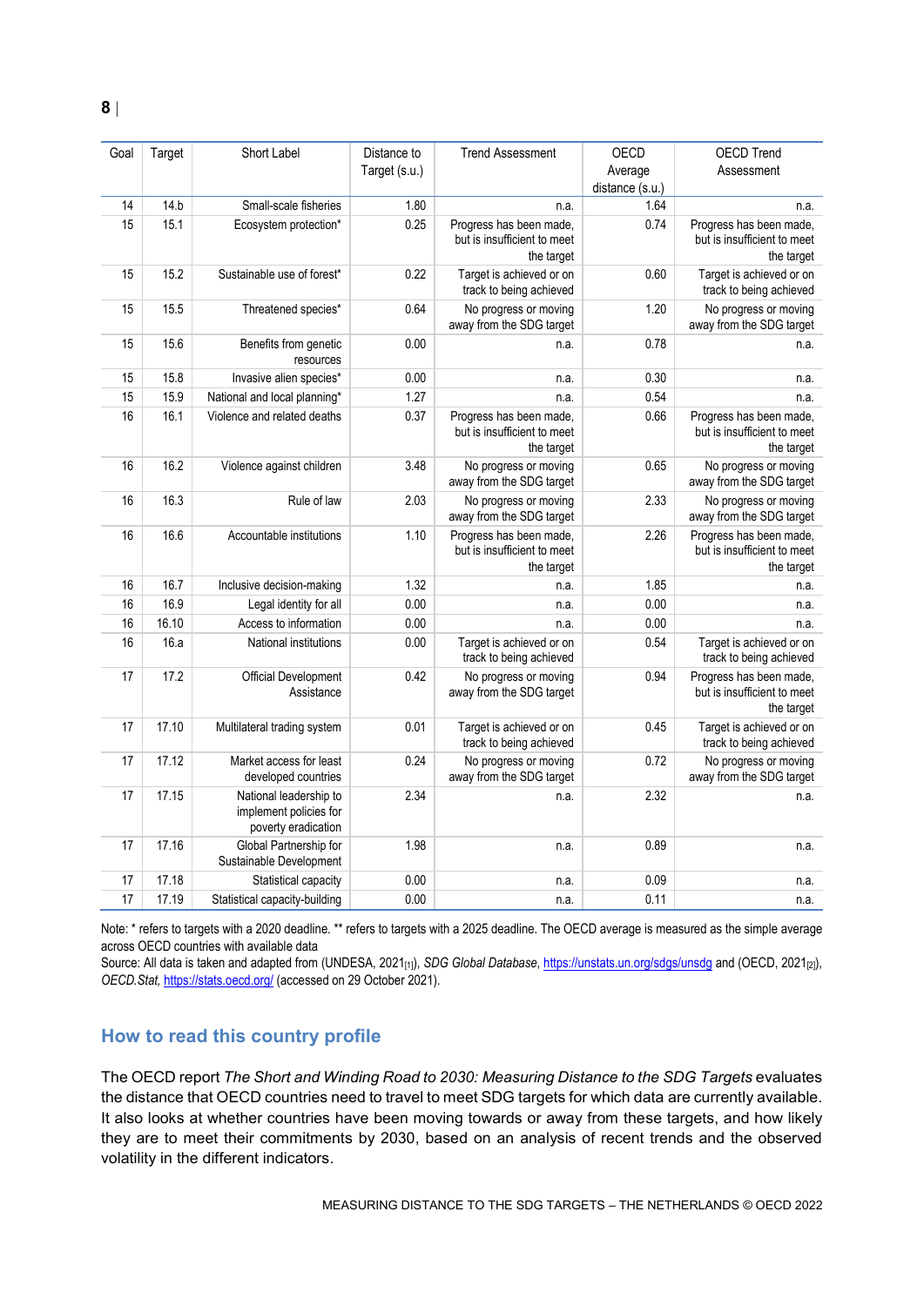| Goal | Target | Short Label | Distance to Target (s.u.) | Trend Assessment | OECD Average distance (s.u.) | OECD Trend Assessment |
|---|---|---|---|---|---|---|
| 14 | 14.b | Small-scale fisheries | 1.80 | n.a. | 1.64 | n.a. |
| 15 | 15.1 | Ecosystem protection* | 0.25 | Progress has been made, but is insufficient to meet the target | 0.74 | Progress has been made, but is insufficient to meet the target |
| 15 | 15.2 | Sustainable use of forest* | 0.22 | Target is achieved or on track to being achieved | 0.60 | Target is achieved or on track to being achieved |
| 15 | 15.5 | Threatened species* | 0.64 | No progress or moving away from the SDG target | 1.20 | No progress or moving away from the SDG target |
| 15 | 15.6 | Benefits from genetic resources | 0.00 | n.a. | 0.78 | n.a. |
| 15 | 15.8 | Invasive alien species* | 0.00 | n.a. | 0.30 | n.a. |
| 15 | 15.9 | National and local planning* | 1.27 | n.a. | 0.54 | n.a. |
| 16 | 16.1 | Violence and related deaths | 0.37 | Progress has been made, but is insufficient to meet the target | 0.66 | Progress has been made, but is insufficient to meet the target |
| 16 | 16.2 | Violence against children | 3.48 | No progress or moving away from the SDG target | 0.65 | No progress or moving away from the SDG target |
| 16 | 16.3 | Rule of law | 2.03 | No progress or moving away from the SDG target | 2.33 | No progress or moving away from the SDG target |
| 16 | 16.6 | Accountable institutions | 1.10 | Progress has been made, but is insufficient to meet the target | 2.26 | Progress has been made, but is insufficient to meet the target |
| 16 | 16.7 | Inclusive decision-making | 1.32 | n.a. | 1.85 | n.a. |
| 16 | 16.9 | Legal identity for all | 0.00 | n.a. | 0.00 | n.a. |
| 16 | 16.10 | Access to information | 0.00 | n.a. | 0.00 | n.a. |
| 16 | 16.a | National institutions | 0.00 | Target is achieved or on track to being achieved | 0.54 | Target is achieved or on track to being achieved |
| 17 | 17.2 | Official Development Assistance | 0.42 | No progress or moving away from the SDG target | 0.94 | Progress has been made, but is insufficient to meet the target |
| 17 | 17.10 | Multilateral trading system | 0.01 | Target is achieved or on track to being achieved | 0.45 | Target is achieved or on track to being achieved |
| 17 | 17.12 | Market access for least developed countries | 0.24 | No progress or moving away from the SDG target | 0.72 | No progress or moving away from the SDG target |
| 17 | 17.15 | National leadership to implement policies for poverty eradication | 2.34 | n.a. | 2.32 | n.a. |
| 17 | 17.16 | Global Partnership for Sustainable Development | 1.98 | n.a. | 0.89 | n.a. |
| 17 | 17.18 | Statistical capacity | 0.00 | n.a. | 0.09 | n.a. |
| 17 | 17.19 | Statistical capacity-building | 0.00 | n.a. | 0.11 | n.a. |

Note: * refers to targets with a 2020 deadline. ** refers to targets with a 2025 deadline. The OECD average is measured as the simple average across OECD countries with available data

Source: All data is taken and adapted from (UNDESA, 2021[1]), *SDG Global Database*, https://unstats.un.org/sdgs/unsdg and (OECD, 2021[2]), *OECD.Stat*, https://stats.oecd.org/ (accessed on 29 October 2021).

## How to read this country profile

The OECD report *The Short and Winding Road to 2030: Measuring Distance to the SDG Targets* evaluates the distance that OECD countries need to travel to meet SDG targets for which data are currently available. It also looks at whether countries have been moving towards or away from these targets, and how likely they are to meet their commitments by 2030, based on an analysis of recent trends and the observed volatility in the different indicators.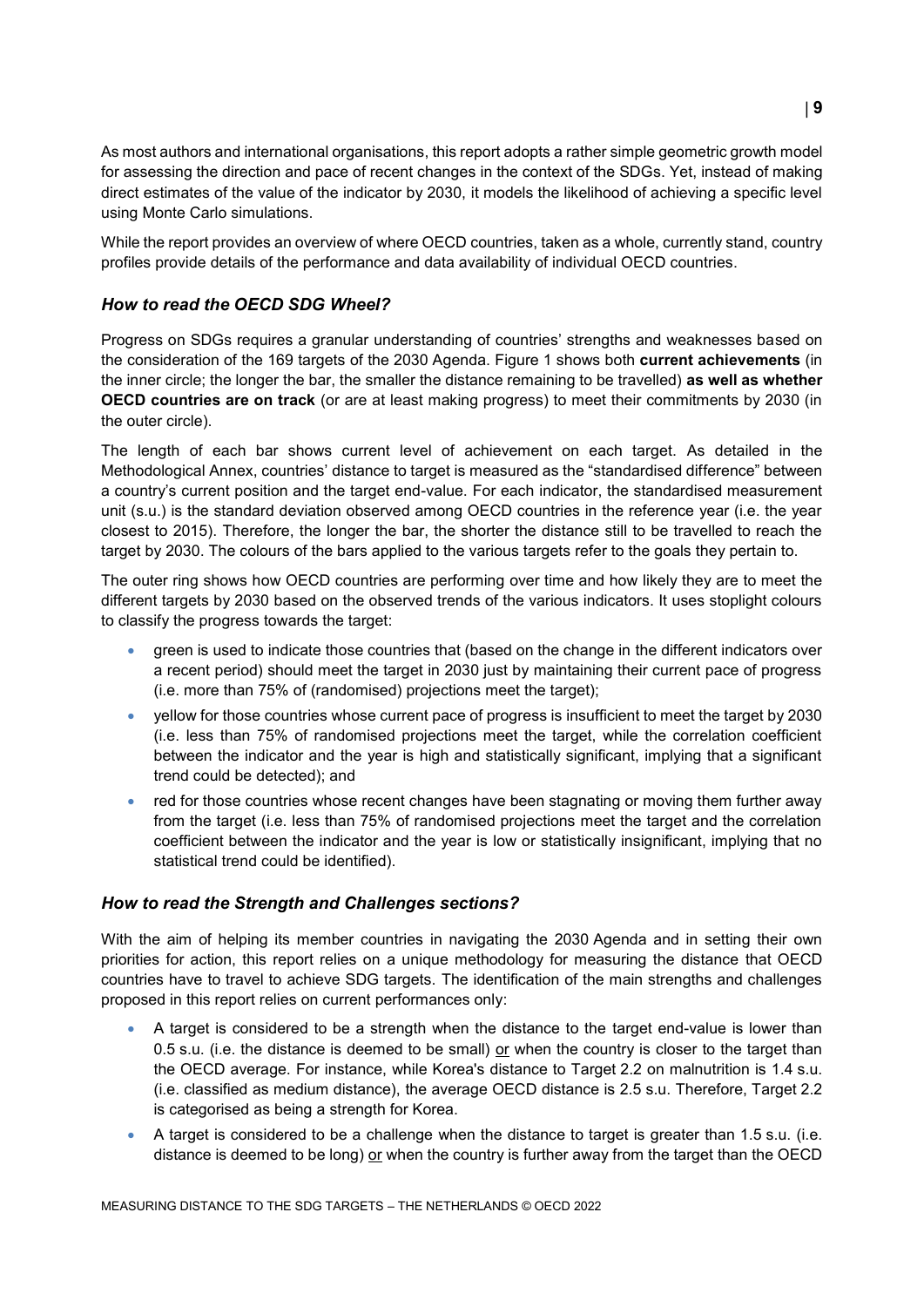As most authors and international organisations, this report adopts a rather simple geometric growth model for assessing the direction and pace of recent changes in the context of the SDGs. Yet, instead of making direct estimates of the value of the indicator by 2030, it models the likelihood of achieving a specific level using Monte Carlo simulations.

While the report provides an overview of where OECD countries, taken as a whole, currently stand, country profiles provide details of the performance and data availability of individual OECD countries.

### *How to read the OECD SDG Wheel?*

Progress on SDGs requires a granular understanding of countries' strengths and weaknesses based on the consideration of the 169 targets of the 2030 Agenda. Figure 1 shows both **current achievements** (in the inner circle; the longer the bar, the smaller the distance remaining to be travelled) **as well as whether OECD countries are on track** (or are at least making progress) to meet their commitments by 2030 (in the outer circle).

The length of each bar shows current level of achievement on each target. As detailed in the Methodological Annex, countries' distance to target is measured as the "standardised difference" between a country's current position and the target end-value. For each indicator, the standardised measurement unit (s.u.) is the standard deviation observed among OECD countries in the reference year (i.e. the year closest to 2015). Therefore, the longer the bar, the shorter the distance still to be travelled to reach the target by 2030. The colours of the bars applied to the various targets refer to the goals they pertain to.

The outer ring shows how OECD countries are performing over time and how likely they are to meet the different targets by 2030 based on the observed trends of the various indicators. It uses stoplight colours to classify the progress towards the target:

- green is used to indicate those countries that (based on the change in the different indicators over a recent period) should meet the target in 2030 just by maintaining their current pace of progress (i.e. more than 75% of (randomised) projections meet the target);
- yellow for those countries whose current pace of progress is insufficient to meet the target by 2030 (i.e. less than 75% of randomised projections meet the target, while the correlation coefficient between the indicator and the year is high and statistically significant, implying that a significant trend could be detected); and
- red for those countries whose recent changes have been stagnating or moving them further away from the target (i.e. less than 75% of randomised projections meet the target and the correlation coefficient between the indicator and the year is low or statistically insignificant, implying that no statistical trend could be identified).

### *How to read the Strength and Challenges sections?*

With the aim of helping its member countries in navigating the 2030 Agenda and in setting their own priorities for action, this report relies on a unique methodology for measuring the distance that OECD countries have to travel to achieve SDG targets. The identification of the main strengths and challenges proposed in this report relies on current performances only:

- A target is considered to be a strength when the distance to the target end-value is lower than 0.5 s.u. (i.e. the distance is deemed to be small) <u>or</u> when the country is closer to the target than the OECD average. For instance, while Korea's distance to Target 2.2 on malnutrition is 1.4 s.u. (i.e. classified as medium distance), the average OECD distance is 2.5 s.u. Therefore, Target 2.2 is categorised as being a strength for Korea.
- A target is considered to be a challenge when the distance to target is greater than 1.5 s.u. (i.e. distance is deemed to be long) <u>or</u> when the country is further away from the target than the OECD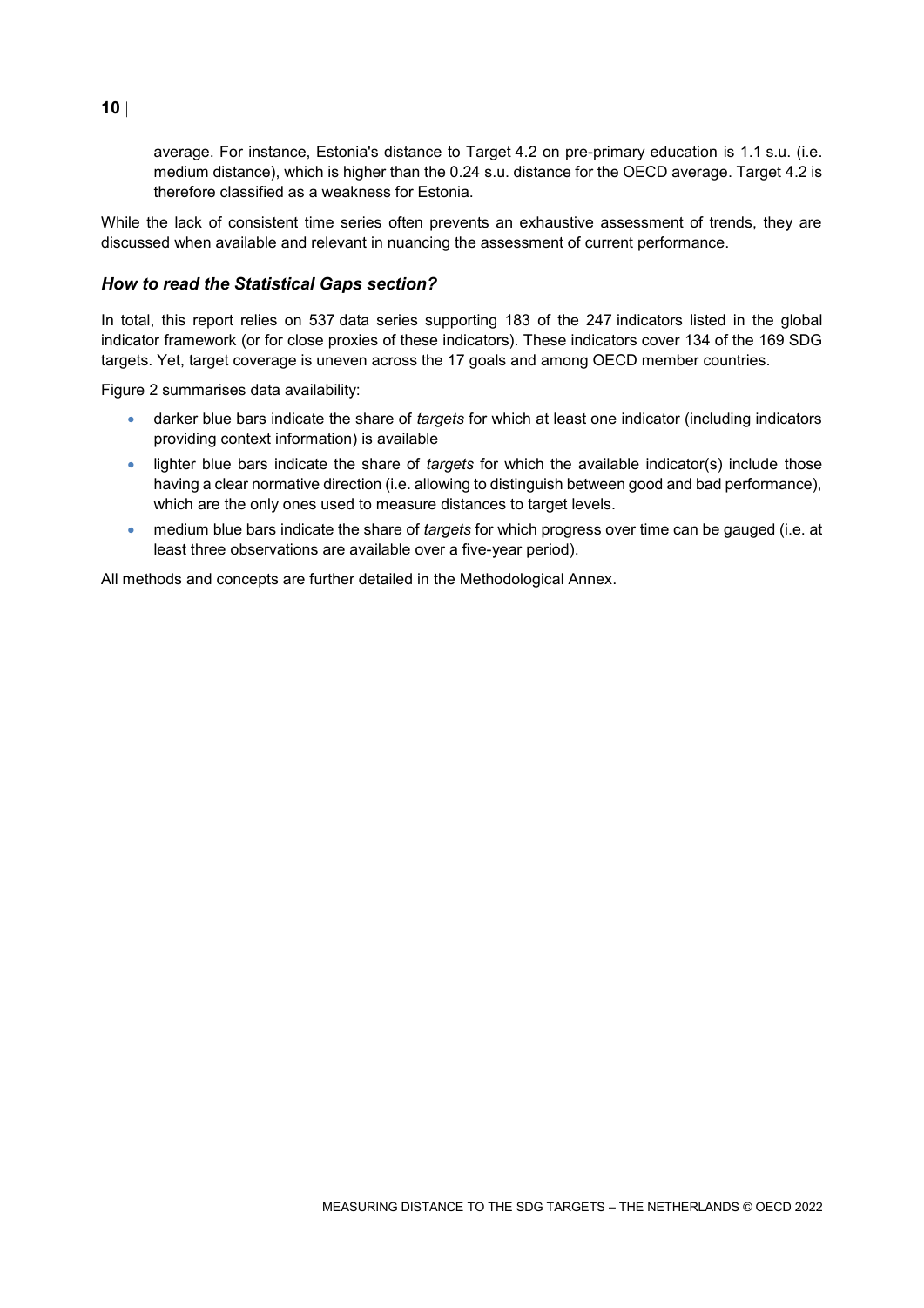average. For instance, Estonia's distance to Target 4.2 on pre-primary education is 1.1 s.u. (i.e. medium distance), which is higher than the 0.24 s.u. distance for the OECD average. Target 4.2 is therefore classified as a weakness for Estonia.

While the lack of consistent time series often prevents an exhaustive assessment of trends, they are discussed when available and relevant in nuancing the assessment of current performance.

### *How to read the Statistical Gaps section?*

In total, this report relies on 537 data series supporting 183 of the 247 indicators listed in the global indicator framework (or for close proxies of these indicators). These indicators cover 134 of the 169 SDG targets. Yet, target coverage is uneven across the 17 goals and among OECD member countries.

Figure 2 summarises data availability:

- darker blue bars indicate the share of *targets* for which at least one indicator (including indicators providing context information) is available
- lighter blue bars indicate the share of *targets* for which the available indicator(s) include those having a clear normative direction (i.e. allowing to distinguish between good and bad performance), which are the only ones used to measure distances to target levels.
- medium blue bars indicate the share of *targets* for which progress over time can be gauged (i.e. at least three observations are available over a five-year period).

All methods and concepts are further detailed in the Methodological Annex.